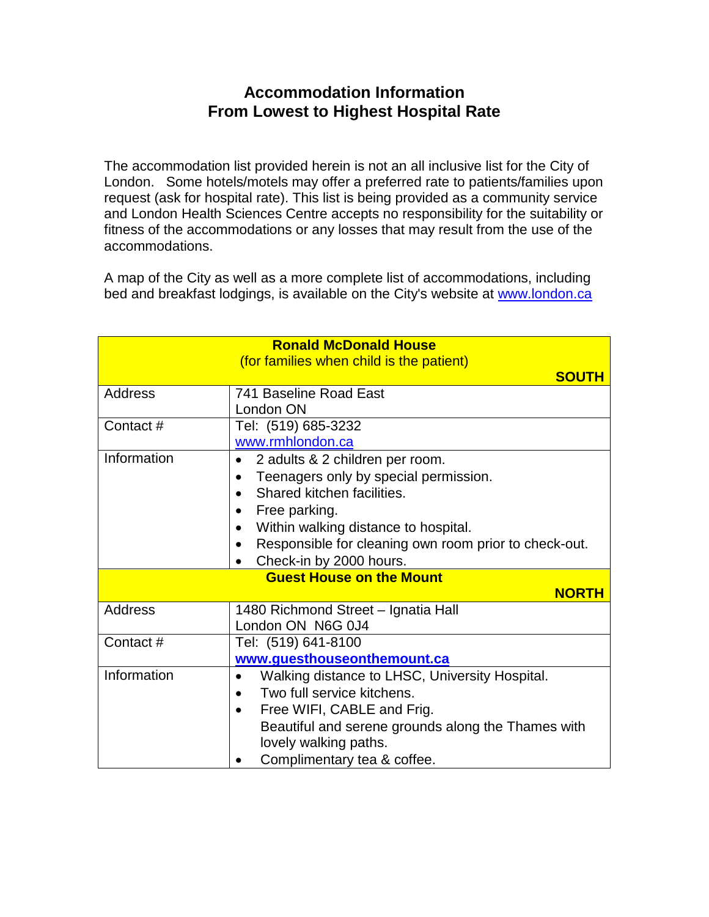# Accommodation Information
# From Lowest to Highest Hospital Rate

The accommodation list provided herein is not an all inclusive list for the City of London. Some hotels/motels may offer a preferred rate to patients/families upon request (ask for hospital rate). This list is being provided as a community service and London Health Sciences Centre accepts no responsibility for the suitability or fitness of the accommodations or any losses that may result from the use of the accommodations.

A map of the City as well as a more complete list of accommodations, including bed and breakfast lodgings, is available on the City's website at www.london.ca

| **Ronald McDonald House** (for families when child is the patient) **SOUTH** | |
|---|---|
| Address | 741 Baseline Road East<br>London ON |
| Contact # | Tel: (519) 685-3232<br>www.rmhlondon.ca |
| Information | • 2 adults & 2 children per room.<br>• Teenagers only by special permission.<br>• Shared kitchen facilities.<br>• Free parking.<br>• Within walking distance to hospital.<br>• Responsible for cleaning own room prior to check-out.<br>• Check-in by 2000 hours. |
| **Guest House on the Mount** **NORTH** | |
| Address | 1480 Richmond Street – Ignatia Hall<br>London ON N6G 0J4 |
| Contact # | Tel: (519) 641-8100<br>**www.guesthouseonthemount.ca** |
| Information | • Walking distance to LHSC, University Hospital.<br>• Two full service kitchens.<br>• Free WIFI, CABLE and Frig.<br>Beautiful and serene grounds along the Thames with lovely walking paths.<br>• Complimentary tea & coffee. |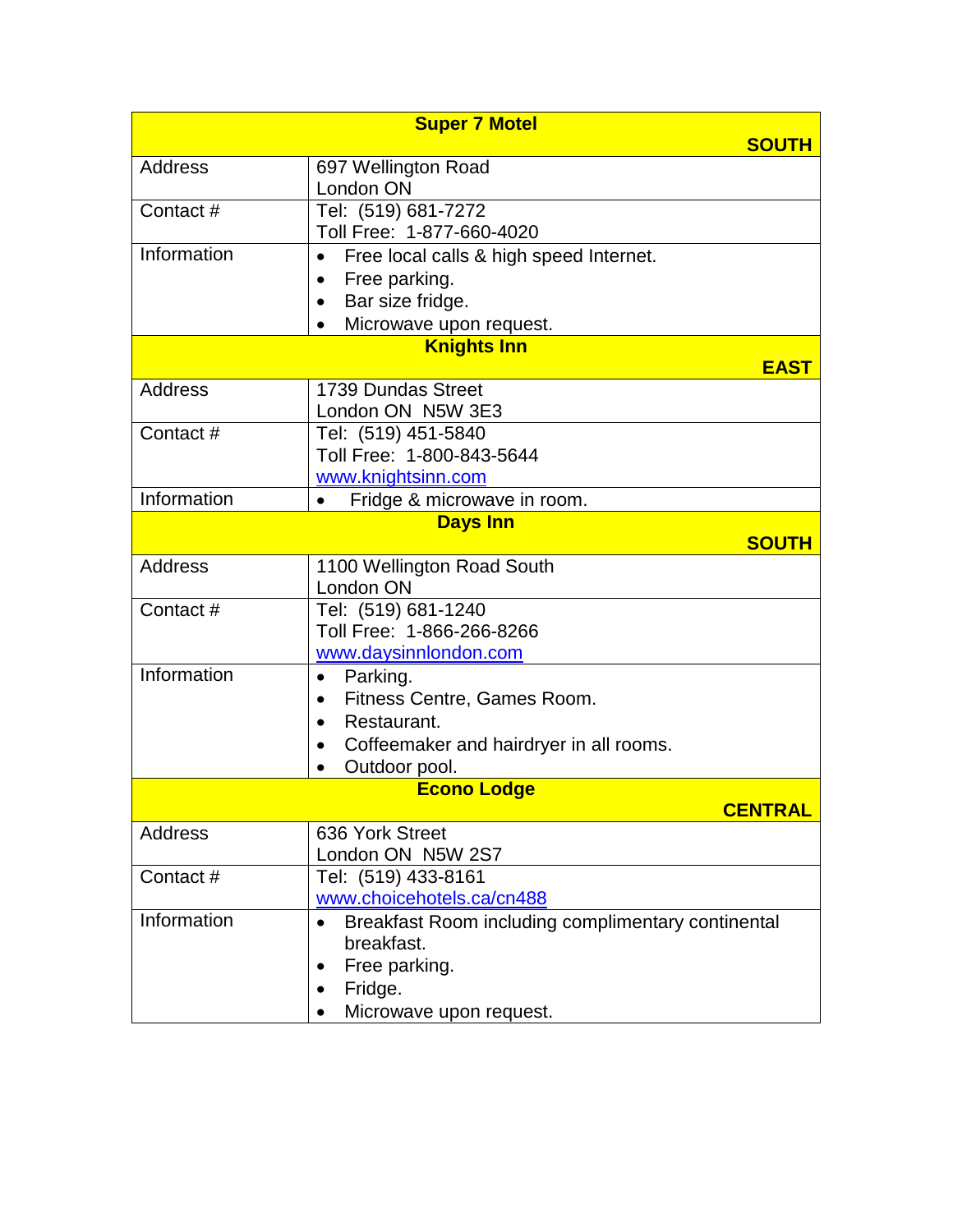| **Super 7 Motel** | **SOUTH** |
| --- | --- |
| Address | 697 Wellington Road<br>London ON |
| Contact # | Tel: (519) 681-7272<br>Toll Free: 1-877-660-4020 |
| Information | • Free local calls & high speed Internet.<br>• Free parking.<br>• Bar size fridge.<br>• Microwave upon request. |
| **Knights Inn** | **EAST** |
| Address | 1739 Dundas Street<br>London ON N5W 3E3 |
| Contact # | Tel: (519) 451-5840<br>Toll Free: 1-800-843-5644<br>www.knightsinn.com |
| Information | • Fridge & microwave in room. |
| **Days Inn** | **SOUTH** |
| Address | 1100 Wellington Road South<br>London ON |
| Contact # | Tel: (519) 681-1240<br>Toll Free: 1-866-266-8266<br>www.daysinnlondon.com |
| Information | • Parking.<br>• Fitness Centre, Games Room.<br>• Restaurant.<br>• Coffeemaker and hairdryer in all rooms.<br>• Outdoor pool. |
| **Econo Lodge** | **CENTRAL** |
| Address | 636 York Street<br>London ON N5W 2S7 |
| Contact # | Tel: (519) 433-8161<br>www.choicehotels.ca/cn488 |
| Information | • Breakfast Room including complimentary continental breakfast.<br>• Free parking.<br>• Fridge.<br>• Microwave upon request. |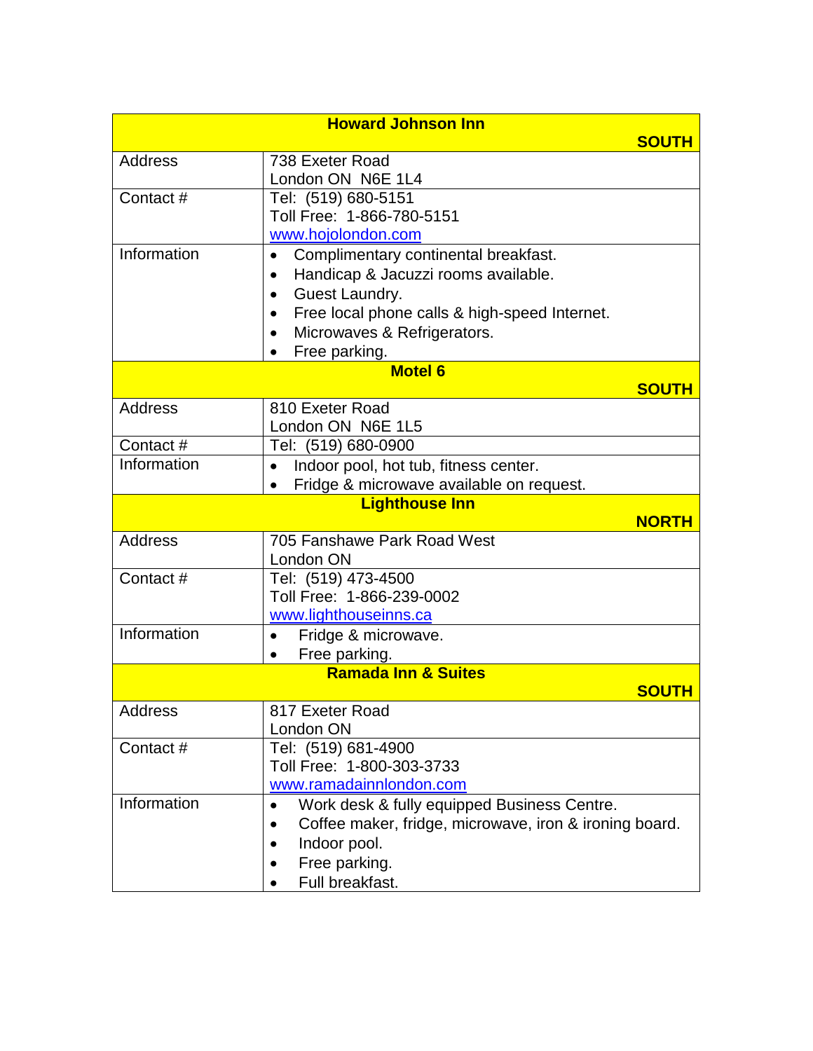| **Howard Johnson Inn** | **SOUTH** |
|---|---|
| Address | 738 Exeter Road<br>London ON  N6E 1L4 |
| Contact # | Tel:  (519) 680-5151<br>Toll Free:  1-866-780-5151<br>www.hojolondon.com |
| Information | • Complimentary continental breakfast.<br>• Handicap & Jacuzzi rooms available.<br>• Guest Laundry.<br>• Free local phone calls & high-speed Internet.<br>• Microwaves & Refrigerators.<br>• Free parking. |
| **Motel 6** | **SOUTH** |
| Address | 810 Exeter Road<br>London ON  N6E 1L5 |
| Contact # | Tel:  (519) 680-0900 |
| Information | • Indoor pool, hot tub, fitness center.<br>• Fridge & microwave available on request. |
| **Lighthouse Inn** | **NORTH** |
| Address | 705 Fanshawe Park Road West<br>London ON |
| Contact # | Tel:  (519) 473-4500<br>Toll Free:  1-866-239-0002<br>www.lighthouseinns.ca |
| Information | • Fridge & microwave.<br>• Free parking. |
| **Ramada Inn & Suites** | **SOUTH** |
| Address | 817 Exeter Road<br>London ON |
| Contact # | Tel:  (519) 681-4900<br>Toll Free:  1-800-303-3733<br>www.ramadainnlondon.com |
| Information | • Work desk & fully equipped Business Centre.<br>• Coffee maker, fridge, microwave, iron & ironing board.<br>• Indoor pool.<br>• Free parking.<br>• Full breakfast. |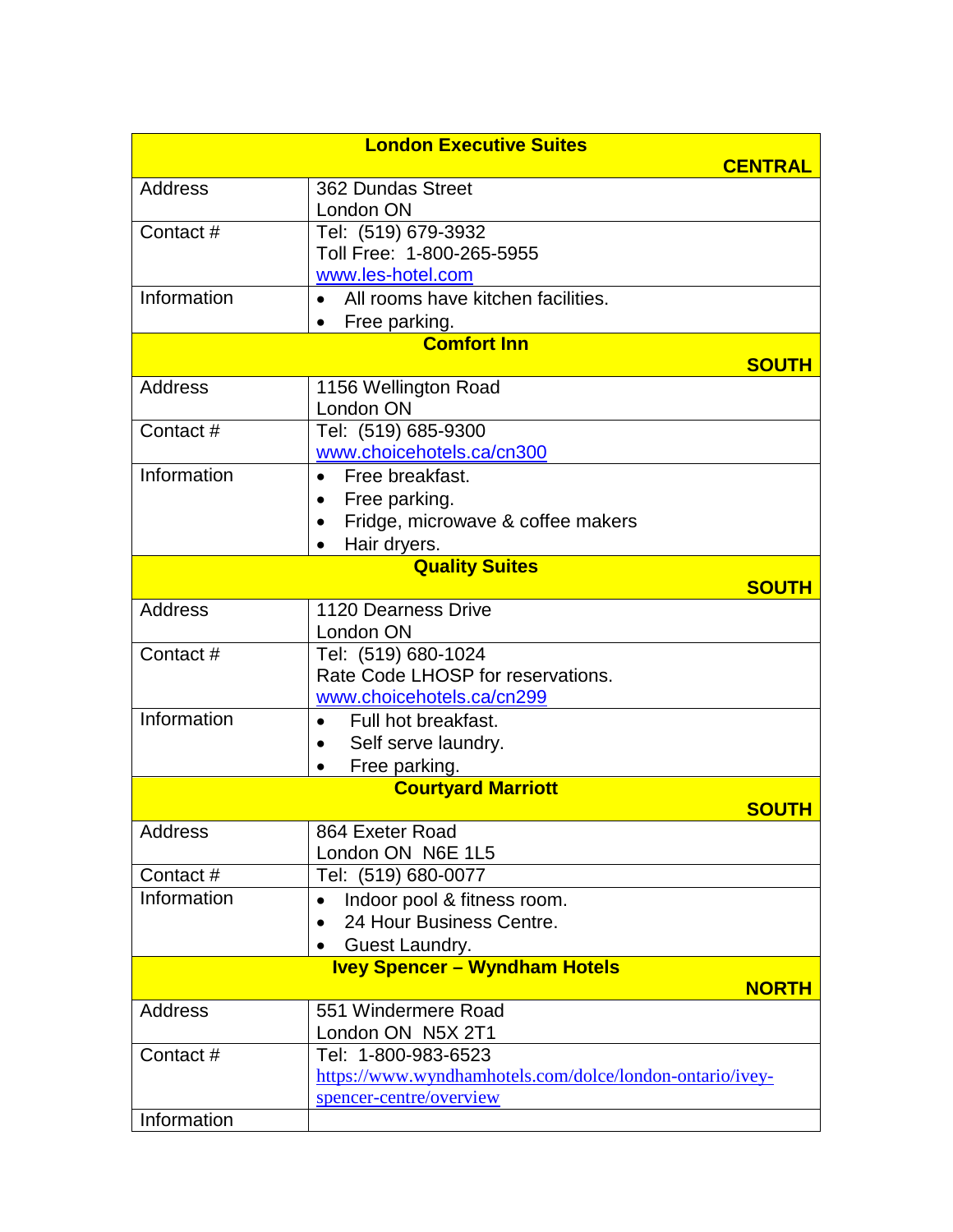| **London Executive Suites** | **CENTRAL** |
|---|---|
| Address | 362 Dundas Street<br>London ON |
| Contact # | Tel: (519) 679-3932<br>Toll Free: 1-800-265-5955<br>www.les-hotel.com |
| Information | • All rooms have kitchen facilities.<br>• Free parking. |
| **Comfort Inn** | **SOUTH** |
| Address | 1156 Wellington Road<br>London ON |
| Contact # | Tel: (519) 685-9300<br>www.choicehotels.ca/cn300 |
| Information | • Free breakfast.<br>• Free parking.<br>• Fridge, microwave & coffee makers<br>• Hair dryers. |
| **Quality Suites** | **SOUTH** |
| Address | 1120 Dearness Drive<br>London ON |
| Contact # | Tel: (519) 680-1024<br>Rate Code LHOSP for reservations.<br>www.choicehotels.ca/cn299 |
| Information | • Full hot breakfast.<br>• Self serve laundry.<br>• Free parking. |
| **Courtyard Marriott** | **SOUTH** |
| Address | 864 Exeter Road<br>London ON N6E 1L5 |
| Contact # | Tel: (519) 680-0077 |
| Information | • Indoor pool & fitness room.<br>• 24 Hour Business Centre.<br>• Guest Laundry. |
| **Ivey Spencer – Wyndham Hotels** | **NORTH** |
| Address | 551 Windermere Road<br>London ON N5X 2T1 |
| Contact # | Tel: 1-800-983-6523<br>https://www.wyndhamhotels.com/dolce/london-ontario/ivey-spencer-centre/overview |
| Information | |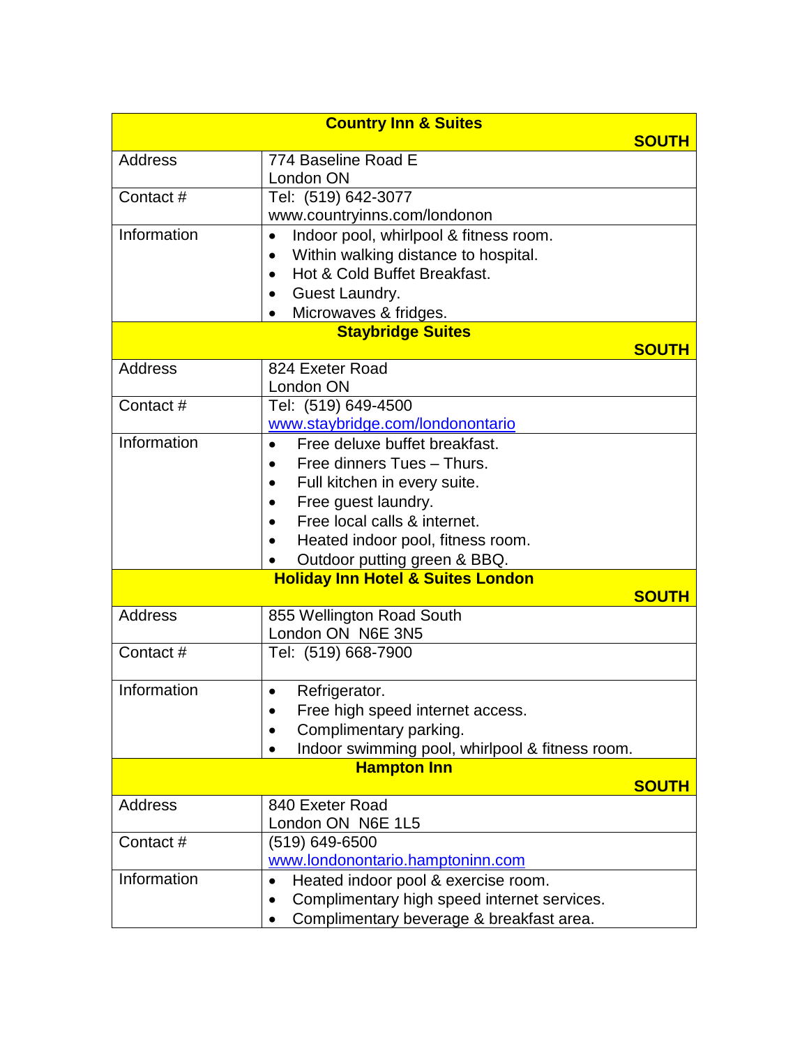| Country Inn & Suites | SOUTH |
|---|---|
| Address | 774 Baseline Road E<br>London ON |
| Contact # | Tel: (519) 642-3077<br>www.countryinns.com/londonon |
| Information | • Indoor pool, whirlpool & fitness room.<br>• Within walking distance to hospital.<br>• Hot & Cold Buffet Breakfast.<br>• Guest Laundry.<br>• Microwaves & fridges. |
| **Staybridge Suites** | **SOUTH** |
| Address | 824 Exeter Road<br>London ON |
| Contact # | Tel: (519) 649-4500<br>www.staybridge.com/londonontario |
| Information | • Free deluxe buffet breakfast.<br>• Free dinners Tues – Thurs.<br>• Full kitchen in every suite.<br>• Free guest laundry.<br>• Free local calls & internet.<br>• Heated indoor pool, fitness room.<br>• Outdoor putting green & BBQ. |
| **Holiday Inn Hotel & Suites London** | **SOUTH** |
| Address | 855 Wellington Road South<br>London ON N6E 3N5 |
| Contact # | Tel: (519) 668-7900 |
| Information | • Refrigerator.<br>• Free high speed internet access.<br>• Complimentary parking.<br>• Indoor swimming pool, whirlpool & fitness room. |
| **Hampton Inn** | **SOUTH** |
| Address | 840 Exeter Road<br>London ON N6E 1L5 |
| Contact # | (519) 649-6500<br>www.londonontario.hamptoninn.com |
| Information | • Heated indoor pool & exercise room.<br>• Complimentary high speed internet services.<br>• Complimentary beverage & breakfast area. |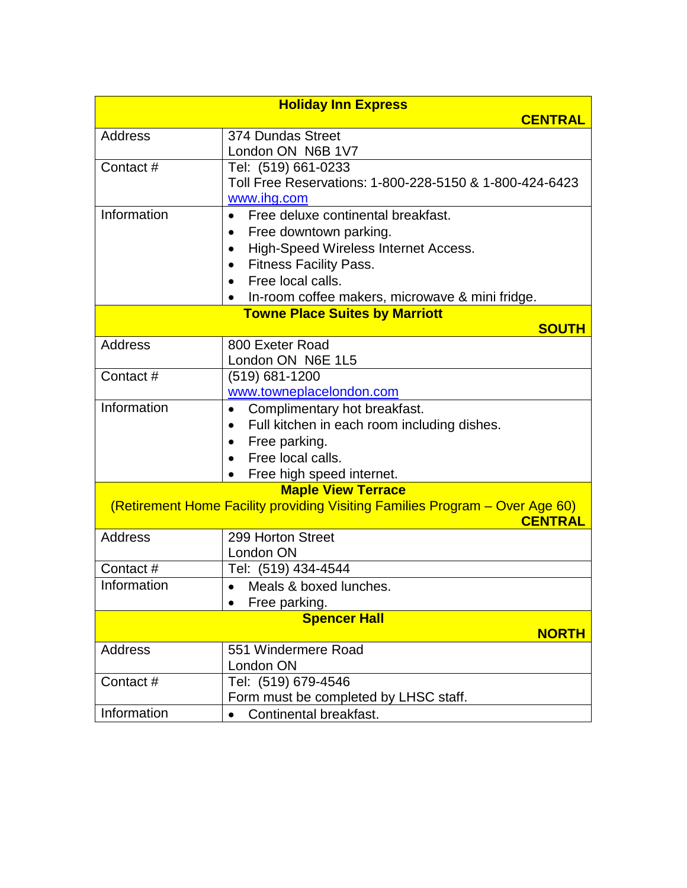| **Holiday Inn Express** **CENTRAL** | |
|---|---|
| Address | 374 Dundas Street<br>London ON  N6B 1V7 |
| Contact # | Tel:  (519) 661-0233<br>Toll Free Reservations: 1-800-228-5150 & 1-800-424-6423<br>www.ihg.com |
| Information | • Free deluxe continental breakfast.<br>• Free downtown parking.<br>• High-Speed Wireless Internet Access.<br>• Fitness Facility Pass.<br>• Free local calls.<br>• In-room coffee makers, microwave & mini fridge. |
| **Towne Place Suites by Marriott** **SOUTH** | |
| Address | 800 Exeter Road<br>London ON  N6E 1L5 |
| Contact # | (519) 681-1200<br>www.towneplacelondon.com |
| Information | • Complimentary hot breakfast.<br>• Full kitchen in each room including dishes.<br>• Free parking.<br>• Free local calls.<br>• Free high speed internet. |
| **Maple View Terrace** (Retirement Home Facility providing Visiting Families Program – Over Age 60) **CENTRAL** | |
| Address | 299 Horton Street<br>London ON |
| Contact # | Tel:  (519) 434-4544 |
| Information | • Meals & boxed lunches.<br>• Free parking. |
| **Spencer Hall** **NORTH** | |
| Address | 551 Windermere Road<br>London ON |
| Contact # | Tel:  (519) 679-4546<br>Form must be completed by LHSC staff. |
| Information | • Continental breakfast. |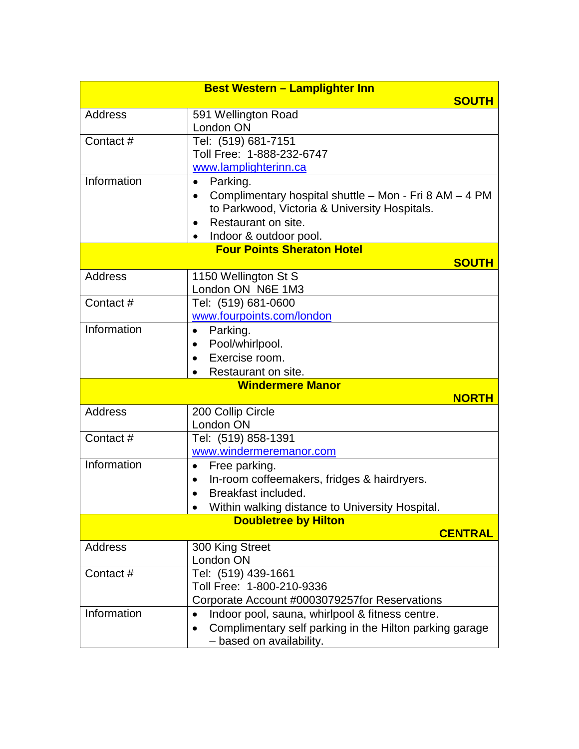| Best Western – Lamplighter Inn | SOUTH |
|---|---|
| Address | 591 Wellington Road<br>London ON |
| Contact # | Tel: (519) 681-7151<br>Toll Free: 1-888-232-6747<br>www.lamplighterinn.ca |
| Information | • Parking.<br>• Complimentary hospital shuttle – Mon - Fri 8 AM – 4 PM to Parkwood, Victoria & University Hospitals.<br>• Restaurant on site.<br>• Indoor & outdoor pool. |
| **Four Points Sheraton Hotel** | **SOUTH** |
| Address | 1150 Wellington St S<br>London ON N6E 1M3 |
| Contact # | Tel: (519) 681-0600<br>www.fourpoints.com/london |
| Information | • Parking.<br>• Pool/whirlpool.<br>• Exercise room.<br>• Restaurant on site. |
| **Windermere Manor** | **NORTH** |
| Address | 200 Collip Circle<br>London ON |
| Contact # | Tel: (519) 858-1391<br>www.windermeremanor.com |
| Information | • Free parking.<br>• In-room coffeemakers, fridges & hairdryers.<br>• Breakfast included.<br>• Within walking distance to University Hospital. |
| **Doubletree by Hilton** | **CENTRAL** |
| Address | 300 King Street<br>London ON |
| Contact # | Tel: (519) 439-1661<br>Toll Free: 1-800-210-9336<br>Corporate Account #0003079257for Reservations |
| Information | • Indoor pool, sauna, whirlpool & fitness centre.<br>• Complimentary self parking in the Hilton parking garage – based on availability. |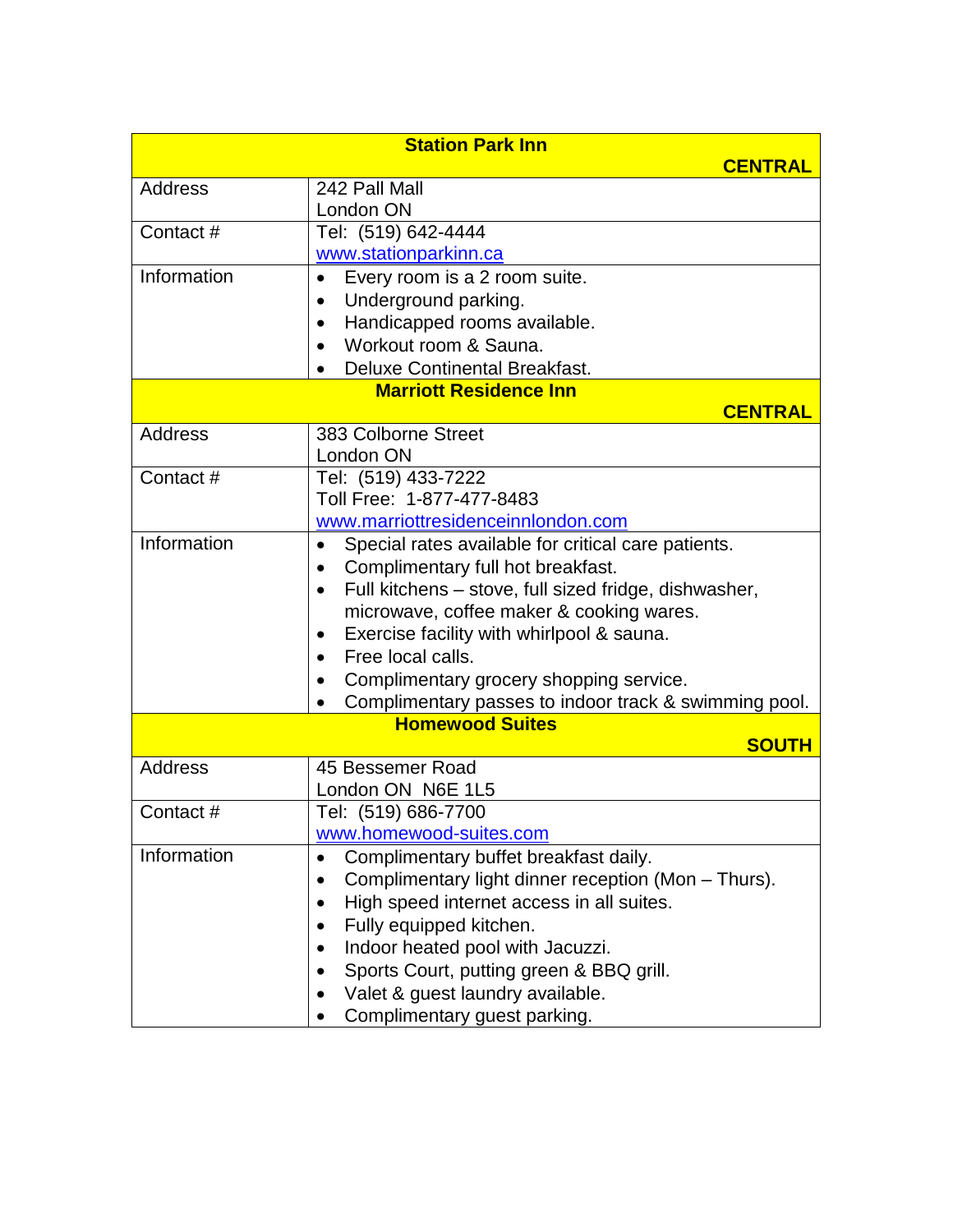| **Station Park Inn** **CENTRAL** | |
|---|---|
| Address | 242 Pall Mall<br>London ON |
| Contact # | Tel: (519) 642-4444<br>[www.stationparkinn.ca](http://www.stationparkinn.ca) |
| Information | • Every room is a 2 room suite.<br>• Underground parking.<br>• Handicapped rooms available.<br>• Workout room & Sauna.<br>• Deluxe Continental Breakfast. |
| **Marriott Residence Inn** **CENTRAL** | |
| Address | 383 Colborne Street<br>London ON |
| Contact # | Tel: (519) 433-7222<br>Toll Free: 1-877-477-8483<br>[www.marriottresidenceinnlondon.com](http://www.marriottresidenceinnlondon.com) |
| Information | • Special rates available for critical care patients.<br>• Complimentary full hot breakfast.<br>• Full kitchens – stove, full sized fridge, dishwasher, microwave, coffee maker & cooking wares.<br>• Exercise facility with whirlpool & sauna.<br>• Free local calls.<br>• Complimentary grocery shopping service.<br>• Complimentary passes to indoor track & swimming pool. |
| **Homewood Suites** **SOUTH** | |
| Address | 45 Bessemer Road<br>London ON N6E 1L5 |
| Contact # | Tel: (519) 686-7700<br>[www.homewood-suites.com](http://www.homewood-suites.com) |
| Information | • Complimentary buffet breakfast daily.<br>• Complimentary light dinner reception (Mon – Thurs).<br>• High speed internet access in all suites.<br>• Fully equipped kitchen.<br>• Indoor heated pool with Jacuzzi.<br>• Sports Court, putting green & BBQ grill.<br>• Valet & guest laundry available.<br>• Complimentary guest parking. |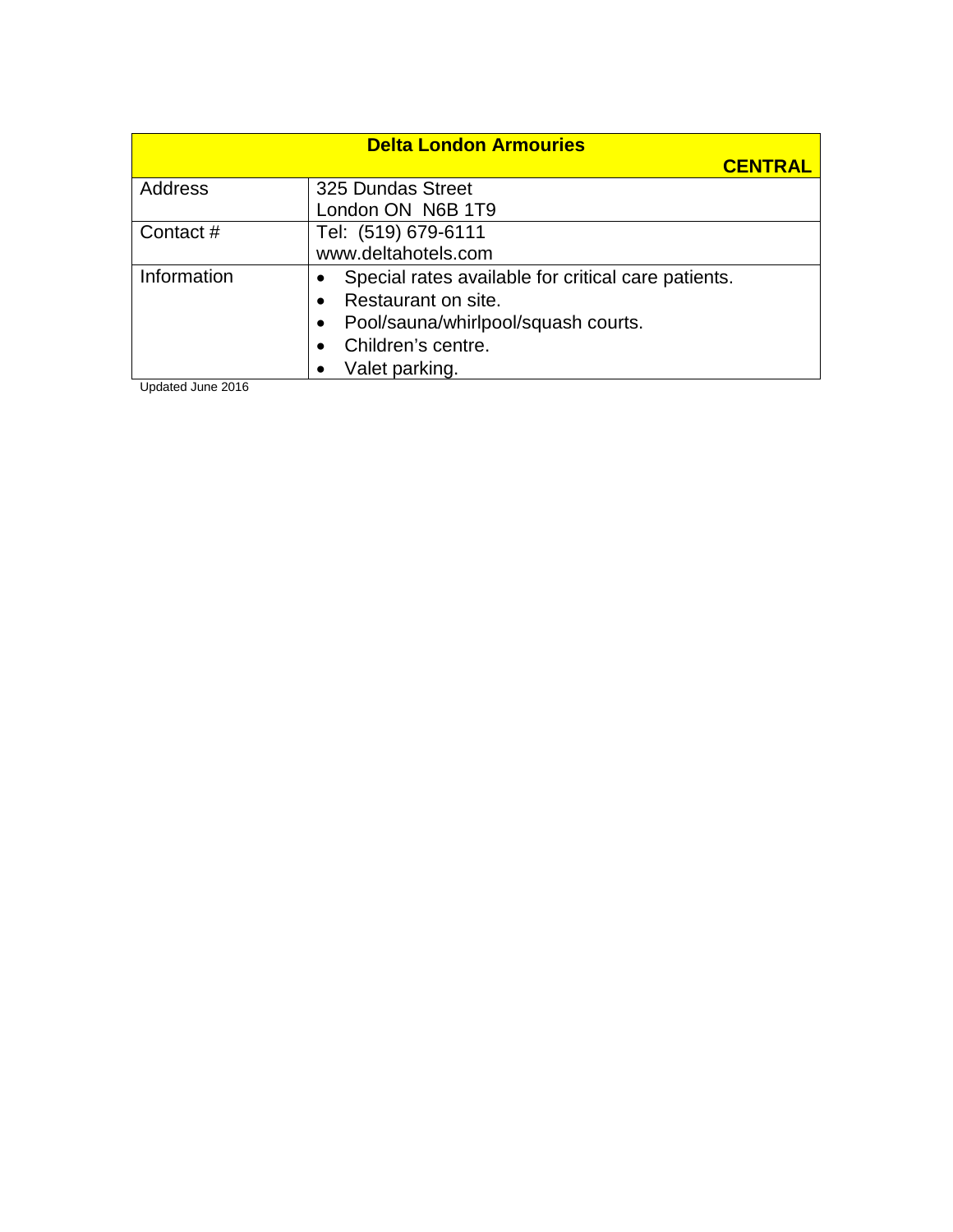| Delta London Armouries<br>CENTRAL | |
|---|---|
| Address | 325 Dundas Street<br>London ON N6B 1T9 |
| Contact # | Tel: (519) 679-6111<br>www.deltahotels.com |
| Information | • Special rates available for critical care patients.<br>• Restaurant on site.<br>• Pool/sauna/whirlpool/squash courts.<br>• Children's centre.<br>• Valet parking. |

Updated June 2016